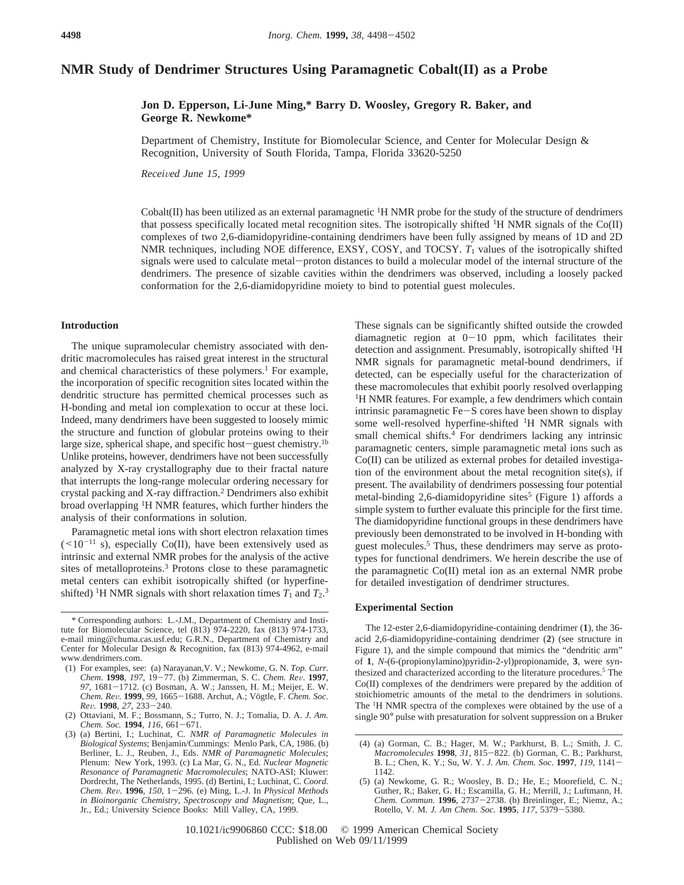# NMR Study of Dendrimer Structures Using Paramagnetic Cobalt(II) as a Probe

**Jon D. Epperson, Li-June Ming,\* Barry D. Woosley, Gregory R. Baker, and George R. Newkome\***

Department of Chemistry, Institute for Biomolecular Science, and Center for Molecular Design & Recognition, University of South Florida, Tampa, Florida 33620-5250

*Received June 15, 1999*

Cobalt(II) has been utilized as an external paramagnetic $^1$H NMR probe for the study of the structure of dendrimers that possess specifically located metal recognition sites. The isotropically shifted $^1$H NMR signals of the Co(II) complexes of two 2,6-diamidopyridine-containing dendrimers have been fully assigned by means of 1D and 2D NMR techniques, including NOE difference, EXSY, COSY, and TOCSY. $T_1$ values of the isotropically shifted signals were used to calculate metal–proton distances to build a molecular model of the internal structure of the dendrimers. The presence of sizable cavities within the dendrimers was observed, including a loosely packed conformation for the 2,6-diamidopyridine moiety to bind to potential guest molecules.

## Introduction

The unique supramolecular chemistry associated with dendritic macromolecules has raised great interest in the structural and chemical characteristics of these polymers.[1] For example, the incorporation of specific recognition sites located within the dendritic structure has permitted chemical processes such as H-bonding and metal ion complexation to occur at these loci. Indeed, many dendrimers have been suggested to loosely mimic the structure and function of globular proteins owing to their large size, spherical shape, and specific host–guest chemistry.[1b] Unlike proteins, however, dendrimers have not been successfully analyzed by X-ray crystallography due to their fractal nature that interrupts the long-range molecular ordering necessary for crystal packing and X-ray diffraction.[2] Dendrimers also exhibit broad overlapping $^1$H NMR features, which further hinders the analysis of their conformations in solution.

Paramagnetic metal ions with short electron relaxation times ($<10^{-11}$ s), especially Co(II), have been extensively used as intrinsic and external NMR probes for the analysis of the active sites of metalloproteins.[3] Protons close to these paramagnetic metal centers can exhibit isotropically shifted (or hyperfine-shifted) $^1$H NMR signals with short relaxation times $T_1$ and $T_2$.[3] These signals can be significantly shifted outside the crowded diamagnetic region at 0–10 ppm, which facilitates their detection and assignment. Presumably, isotropically shifted $^1$H NMR signals for paramagnetic metal-bound dendrimers, if detected, can be especially useful for the characterization of these macromolecules that exhibit poorly resolved overlapping $^1$H NMR features. For example, a few dendrimers which contain intrinsic paramagnetic Fe–S cores have been shown to display some well-resolved hyperfine-shifted $^1$H NMR signals with small chemical shifts.[4] For dendrimers lacking any intrinsic paramagnetic centers, simple paramagnetic metal ions such as Co(II) can be utilized as external probes for detailed investigation of the environment about the metal recognition site(s), if present. The availability of dendrimers possessing four potential metal-binding 2,6-diamidopyridine sites[5] (Figure 1) affords a simple system to further evaluate this principle for the first time. The diamidopyridine functional groups in these dendrimers have previously been demonstrated to be involved in H-bonding with guest molecules.[5] Thus, these dendrimers may serve as prototypes for functional dendrimers. We herein describe the use of the paramagnetic Co(II) metal ion as an external NMR probe for detailed investigation of dendrimer structures.

## Experimental Section

The 12-ester 2,6-diamidopyridine-containing dendrimer (**1**), the 36-acid 2,6-diamidopyridine-containing dendrimer (**2**) (see structure in Figure 1), and the simple compound that mimics the "dendritic arm" of **1**, *N*-(6-(propionylamino)pyridin-2-yl)propionamide, **3**, were synthesized and characterized according to the literature procedures.[5] The Co(II) complexes of the dendrimers were prepared by the addition of stoichiometric amounts of the metal to the dendrimers in solutions. The $^1$H NMR spectra of the complexes were obtained by the use of a single 90° pulse with presaturation for solvent suppression on a Bruker

---

\* Corresponding authors: L.-J.M., Department of Chemistry and Institute for Biomolecular Science, tel (813) 974-2220, fax (813) 974-1733, e-mail ming@chuma.cas.usf.edu; G.R.N., Department of Chemistry and Center for Molecular Design & Recognition, fax (813) 974-4962, e-mail www.dendrimers.com.

(1) For examples, see: (a) Narayanan,V. V.; Newkome, G. N. *Top. Curr. Chem.* **1998**, *197*, 19–77. (b) Zimmerman, S. C. *Chem. Rev.* **1997**, *97*, 1681–1712. (c) Bosman, A. W.; Janssen, H. M.; Meijer, E. W. *Chem. Rev.* **1999**, *99*, 1665–1688. Archut, A.; Vögtle, F. *Chem. Soc. Rev.* **1998**, *27*, 233–240.

(2) Ottaviani, M. F.; Bossmann, S.; Turro, N. J.; Tomalia, D. A. *J. Am. Chem. Soc.* **1994**, *116*, 661–671.

(3) (a) Bertini, I.; Luchinat, C. *NMR of Paramagnetic Molecules in Biological Systems*; Benjamin/Cummings: Menlo Park, CA, 1986. (b) Berliner, L. J., Reuben, J., Eds. *NMR of Paramagnetic Molecules*; Plenum: New York, 1993. (c) La Mar, G. N., Ed. *Nuclear Magnetic Resonance of Paramagnetic Macromolecules*; NATO-ASI; Kluwer: Dordrecht, The Netherlands, 1995. (d) Bertini, I.; Luchinat, C. *Coord. Chem. Rev.* **1996**, *150*, 1–296. (e) Ming, L.-J. In *Physical Methods in Bioinorganic Chemistry, Spectroscopy and Magnetism*; Que, L., Jr., Ed.; University Science Books: Mill Valley, CA, 1999.

(4) (a) Gorman, C. B.; Hager, M. W.; Parkhurst, B. L.; Smith, J. C. *Macromolecules* **1998**, *31*, 815–822. (b) Gorman, C. B.; Parkhurst, B. L.; Chen, K. Y.; Su, W. Y. *J. Am. Chem. Soc.* **1997**, *119*, 1141–1142.

(5) (a) Newkome, G. R.; Woosley, B. D.; He, E.; Moorefield, C. N.; Guther, R.; Baker, G. H.; Escamilla, G. H.; Merrill, J.; Luftmann, H. *Chem. Commun.* **1996**, 2737–2738. (b) Breinlinger, E.; Niemz, A.; Rotello, V. M. *J. Am Chem. Soc.* **1995**, *117*, 5379–5380.

10.1021/ic9906860 CCC: $18.00 © 1999 American Chemical Society
Published on Web 09/11/1999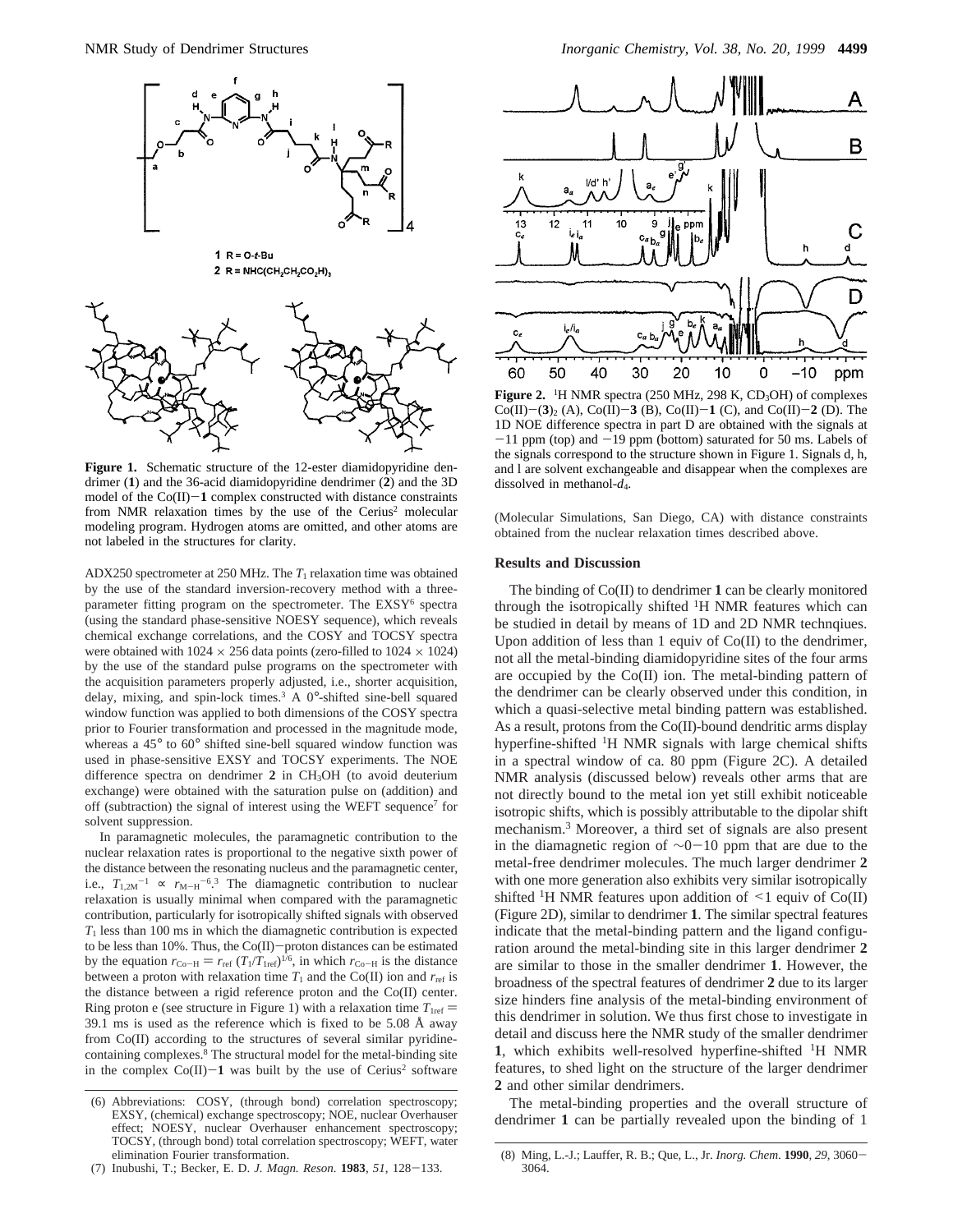**Figure 1.** Schematic structure of the 12-ester diamidopyridine dendrimer (**1**) and the 36-acid diamidopyridine dendrimer (**2**) and the 3D model of the Co(II)−**1** complex constructed with distance constraints from NMR relaxation times by the use of the Cerius[2] molecular modeling program. Hydrogen atoms are omitted, and other atoms are not labeled in the structures for clarity.

ADX250 spectrometer at 250 MHz. The $T_1$ relaxation time was obtained by the use of the standard inversion-recovery method with a three-parameter fitting program on the spectrometer. The EXSY[6] spectra (using the standard phase-sensitive NOESY sequence), which reveals chemical exchange correlations, and the COSY and TOCSY spectra were obtained with 1024 × 256 data points (zero-filled to 1024 × 1024) by the use of the standard pulse programs on the spectrometer with the acquisition parameters properly adjusted, i.e., shorter acquisition, delay, mixing, and spin-lock times.[3] A 0°-shifted sine-bell squared window function was applied to both dimensions of the COSY spectra prior to Fourier transformation and processed in the magnitude mode, whereas a 45° to 60° shifted sine-bell squared window function was used in phase-sensitive EXSY and TOCSY experiments. The NOE difference spectra on dendrimer **2** in $CH_3OH$ (to avoid deuterium exchange) were obtained with the saturation pulse on (addition) and off (subtraction) the signal of interest using the WEFT sequence[7] for solvent suppression.

In paramagnetic molecules, the paramagnetic contribution to the nuclear relaxation rates is proportional to the negative sixth power of the distance between the resonating nucleus and the paramagnetic center, i.e., $T_{1,2M}^{-1} \propto r_{M-H}^{-6}$.[3] The diamagnetic contribution to nuclear relaxation is usually minimal when compared with the paramagnetic contribution, particularly for isotropically shifted signals with observed $T_1$ less than 100 ms in which the diamagnetic contribution is expected to be less than 10%. Thus, the Co(II)−proton distances can be estimated by the equation $r_{Co-H} = r_{ref}\,(T_1/T_{1ref})^{1/6}$, in which $r_{Co-H}$ is the distance between a proton with relaxation time $T_1$ and the Co(II) ion and $r_{ref}$ is the distance between a rigid reference proton and the Co(II) center. Ring proton e (see structure in Figure 1) with a relaxation time $T_{1ref}$ = 39.1 ms is used as the reference which is fixed to be 5.08 Å away from Co(II) according to the structures of several similar pyridine-containing complexes.[8] The structural model for the metal-binding site in the complex Co(II)−**1** was built by the use of Cerius[2] software (Molecular Simulations, San Diego, CA) with distance constraints obtained from the nuclear relaxation times described above.

**Figure 2.** [1]H NMR spectra (250 MHz, 298 K, $CD_3OH$) of complexes Co(II)−(**3**)$_2$ (A), Co(II)−**3** (B), Co(II)−**1** (C), and Co(II)−**2** (D). The 1D NOE difference spectra in part D are obtained with the signals at −11 ppm (top) and −19 ppm (bottom) saturated for 50 ms. Labels of the signals correspond to the structure shown in Figure 1. Signals d, h, and l are solvent exchangeable and disappear when the complexes are dissolved in methanol-$d_4$.

## Results and Discussion

The binding of Co(II) to dendrimer **1** can be clearly monitored through the isotropically shifted [1]H NMR features which can be studied in detail by means of 1D and 2D NMR technqiues. Upon addition of less than 1 equiv of Co(II) to the dendrimer, not all the metal-binding diamidopyridine sites of the four arms are occupied by the Co(II) ion. The metal-binding pattern of the dendrimer can be clearly observed under this condition, in which a quasi-selective metal binding pattern was established. As a result, protons from the Co(II)-bound dendritic arms display hyperfine-shifted [1]H NMR signals with large chemical shifts in a spectral window of ca. 80 ppm (Figure 2C). A detailed NMR analysis (discussed below) reveals other arms that are not directly bound to the metal ion yet still exhibit noticeable isotropic shifts, which is possibly attributable to the dipolar shift mechanism.[3] Moreover, a third set of signals are also present in the diamagnetic region of ∼0−10 ppm that are due to the metal-free dendrimer molecules. The much larger dendrimer **2** with one more generation also exhibits very similar isotropically shifted [1]H NMR features upon addition of <1 equiv of Co(II) (Figure 2D), similar to dendrimer **1**. The similar spectral features indicate that the metal-binding pattern and the ligand configuration around the metal-binding site in this larger dendrimer **2** are similar to those in the smaller dendrimer **1**. However, the broadness of the spectral features of dendrimer **2** due to its larger size hinders fine analysis of the metal-binding environment of this dendrimer in solution. We thus first chose to investigate in detail and discuss here the NMR study of the smaller dendrimer **1**, which exhibits well-resolved hyperfine-shifted [1]H NMR features, to shed light on the structure of the larger dendrimer **2** and other similar dendrimers.

The metal-binding properties and the overall structure of dendrimer **1** can be partially revealed upon the binding of 1

(6) Abbreviations: COSY, (through bond) correlation spectroscopy; EXSY, (chemical) exchange spectroscopy; NOE, nuclear Overhauser effect; NOESY, nuclear Overhauser enhancement spectroscopy; TOCSY, (through bond) total correlation spectroscopy; WEFT, water elimination Fourier transformation.

(7) Inubushi, T.; Becker, E. D. *J. Magn. Reson.* **1983**, *51*, 128−133.

(8) Ming, L.-J.; Lauffer, R. B.; Que, L., Jr. *Inorg. Chem.* **1990**, *29*, 3060−3064.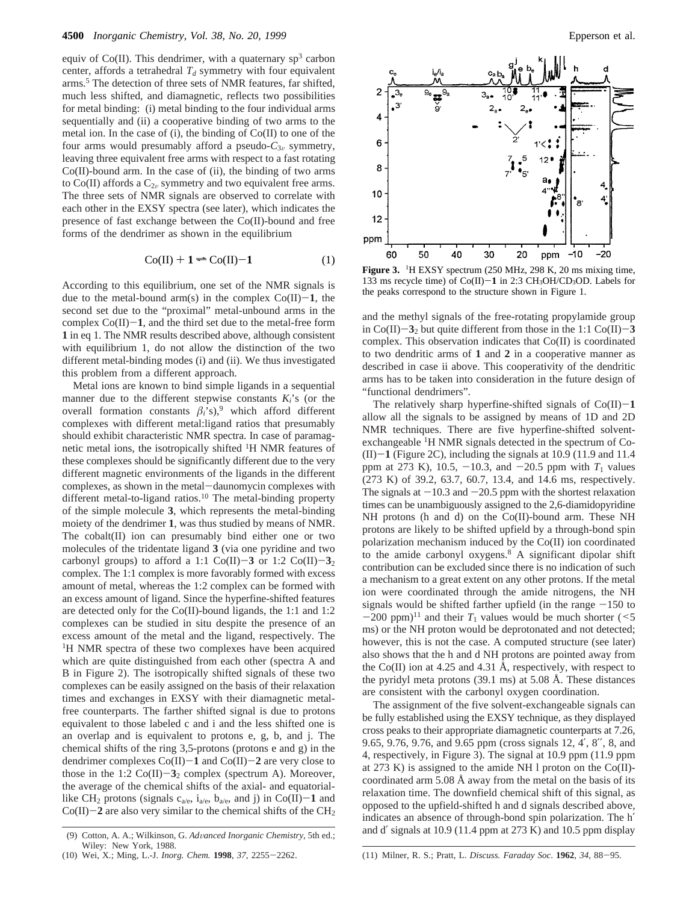equiv of Co(II). This dendrimer, with a quaternary $sp^3$ carbon center, affords a tetrahedral $T_d$ symmetry with four equivalent arms.[5] The detection of three sets of NMR features, far shifted, much less shifted, and diamagnetic, reflects two possibilities for metal binding: (i) metal binding to the four individual arms sequentially and (ii) a cooperative binding of two arms to the metal ion. In the case of (i), the binding of Co(II) to one of the four arms would presumably afford a pseudo-$C_{3v}$ symmetry, leaving three equivalent free arms with respect to a fast rotating Co(II)-bound arm. In the case of (ii), the binding of two arms to Co(II) affords a $C_{2v}$ symmetry and two equivalent free arms. The three sets of NMR signals are observed to correlate with each other in the EXSY spectra (see later), which indicates the presence of fast exchange between the Co(II)-bound and free forms of the dendrimer as shown in the equilibrium

$$\text{Co(II)} + \mathbf{1} \rightleftharpoons \text{Co(II)}-\mathbf{1} \tag{1}$$

According to this equilibrium, one set of the NMR signals is due to the metal-bound arm(s) in the complex Co(II)−**1**, the second set due to the "proximal" metal-unbound arms in the complex Co(II)−**1**, and the third set due to the metal-free form **1** in eq 1. The NMR results described above, although consistent with equilibrium 1, do not allow the distinction of the two different metal-binding modes (i) and (ii). We thus investigated this problem from a different approach.

Metal ions are known to bind simple ligands in a sequential manner due to the different stepwise constants $K_i$'s (or the overall formation constants $\beta_i$'s),[9] which afford different complexes with different metal:ligand ratios that presumably should exhibit characteristic NMR spectra. In case of paramagnetic metal ions, the isotropically shifted $^1$H NMR features of these complexes should be significantly different due to the very different magnetic environments of the ligands in the different complexes, as shown in the metal−daunomycin complexes with different metal-to-ligand ratios.[10] The metal-binding property of the simple molecule **3**, which represents the metal-binding moiety of the dendrimer **1**, was thus studied by means of NMR. The cobalt(II) ion can presumably bind either one or two molecules of the tridentate ligand **3** (via one pyridine and two carbonyl groups) to afford a 1:1 Co(II)−**3** or 1:2 Co(II)−$\mathbf{3}_2$ complex. The 1:1 complex is more favorably formed with excess amount of metal, whereas the 1:2 complex can be formed with an excess amount of ligand. Since the hyperfine-shifted features are detected only for the Co(II)-bound ligands, the 1:1 and 1:2 complexes can be studied in situ despite the presence of an excess amount of the metal and the ligand, respectively. The $^1$H NMR spectra of these two complexes have been acquired which are quite distinguished from each other (spectra A and B in Figure 2). The isotropically shifted signals of these two complexes can be easily assigned on the basis of their relaxation times and exchanges in EXSY with their diamagnetic metal-free counterparts. The farther shifted signal is due to protons equivalent to those labeled c and i and the less shifted one is an overlap and is equivalent to protons e, g, b, and j. The chemical shifts of the ring 3,5-protons (protons e and g) in the dendrimer complexes Co(II)−**1** and Co(II)−**2** are very close to those in the 1:2 Co(II)−$\mathbf{3}_2$ complex (spectrum A). Moreover, the average of the chemical shifts of the axial- and equatorial-like $CH_2$ protons (signals $c_{a/e}$, $i_{a/e}$, $b_{a/e}$, and j) in Co(II)−**1** and Co(II)−**2** are also very similar to the chemical shifts of the $CH_2$ and the methyl signals of the free-rotating propylamide group in Co(II)−$\mathbf{3}_2$ but quite different from those in the 1:1 Co(II)−**3** complex. This observation indicates that Co(II) is coordinated to two dendritic arms of **1** and **2** in a cooperative manner as described in case ii above. This cooperativity of the dendritic arms has to be taken into consideration in the future design of "functional dendrimers".

**Figure 3.** $^1$H EXSY spectrum (250 MHz, 298 K, 20 ms mixing time, 133 ms recycle time) of Co(II)−**1** in 2:3 $CH_3OH/CD_3OD$. Labels for the peaks correspond to the structure shown in Figure 1.

The relatively sharp hyperfine-shifted signals of Co(II)−**1** allow all the signals to be assigned by means of 1D and 2D NMR techniques. There are five hyperfine-shifted solvent-exchangeable $^1$H NMR signals detected in the spectrum of Co(II)−**1** (Figure 2C), including the signals at 10.9 (11.9 and 11.4 ppm at 273 K), 10.5, −10.3, and −20.5 ppm with $T_1$ values (273 K) of 39.2, 63.7, 60.7, 13.4, and 14.6 ms, respectively. The signals at −10.3 and −20.5 ppm with the shortest relaxation times can be unambiguously assigned to the 2,6-diamidopyridine NH protons (h and d) on the Co(II)-bound arm. These NH protons are likely to be shifted upfield by a through-bond spin polarization mechanism induced by the Co(II) ion coordinated to the amide carbonyl oxygens.[8] A significant dipolar shift contribution can be excluded since there is no indication of such a mechanism to a great extent on any other protons. If the metal ion were coordinated through the amide nitrogens, the NH signals would be shifted farther upfield (in the range −150 to −200 ppm)[11] and their $T_1$ values would be much shorter (<5 ms) or the NH proton would be deprotonated and not detected; however, this is not the case. A computed structure (see later) also shows that the h and d NH protons are pointed away from the Co(II) ion at 4.25 and 4.31 Å, respectively, with respect to the pyridyl meta protons (39.1 ms) at 5.08 Å. These distances are consistent with the carbonyl oxygen coordination.

The assignment of the five solvent-exchangeable signals can be fully established using the EXSY technique, as they displayed cross peaks to their appropriate diamagnetic counterparts at 7.26, 9.65, 9.76, 9.76, and 9.65 ppm (cross signals 12, 4′, 8′′, 8, and 4, respectively, in Figure 3). The signal at 10.9 ppm (11.9 ppm at 273 K) is assigned to the amide NH l proton on the Co(II)-coordinated arm 5.08 Å away from the metal on the basis of its relaxation time. The downfield chemical shift of this signal, as opposed to the upfield-shifted h and d signals described above, indicates an absence of through-bond spin polarization. The h′ and d′ signals at 10.9 (11.4 ppm at 273 K) and 10.5 ppm display

(9) Cotton, A. A.; Wilkinson, G. *Advanced Inorganic Chemistry*, 5th ed.; Wiley: New York, 1988.

(10) Wei, X.; Ming, L.-J. *Inorg. Chem.* **1998**, *37*, 2255−2262.

(11) Milner, R. S.; Pratt, L. *Discuss. Faraday Soc.* **1962**, *34*, 88−95.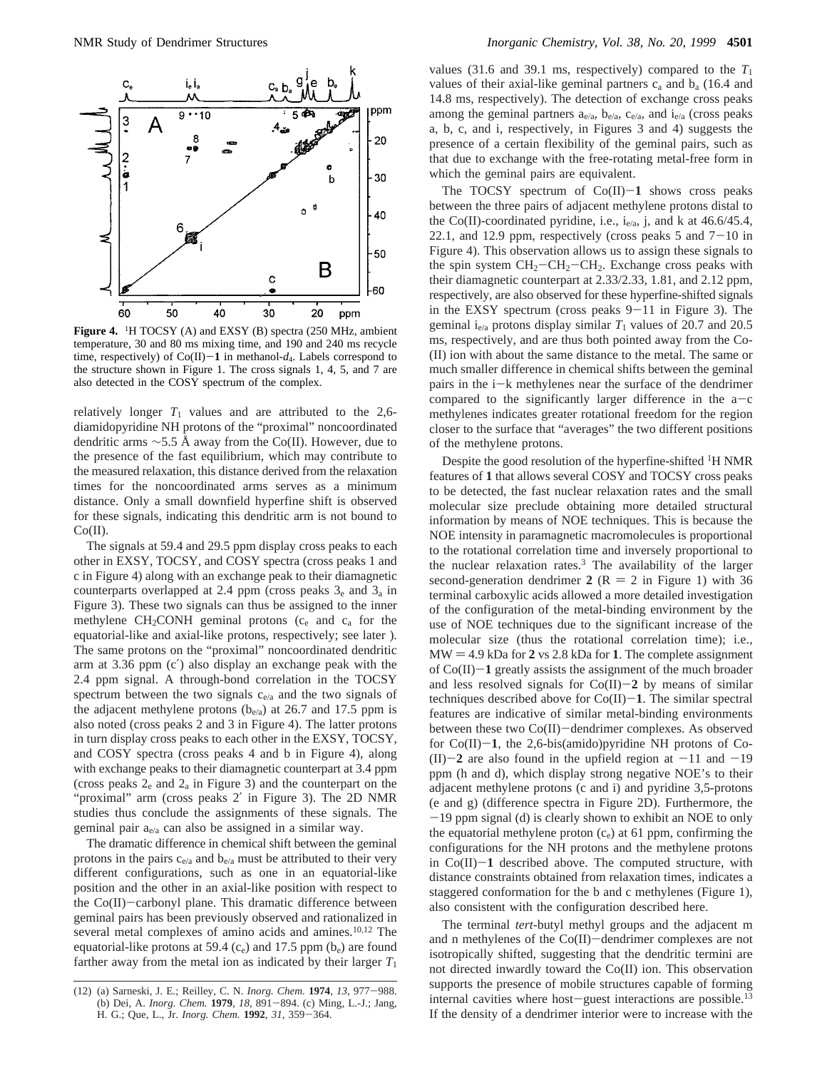**Figure 4.** $^1$H TOCSY (A) and EXSY (B) spectra (250 MHz, ambient temperature, 30 and 80 ms mixing time, and 190 and 240 ms recycle time, respectively) of Co(II)−**1** in methanol-$d_4$. Labels correspond to the structure shown in Figure 1. The cross signals 1, 4, 5, and 7 are also detected in the COSY spectrum of the complex.

relatively longer $T_1$ values and are attributed to the 2,6-diamidopyridine NH protons of the "proximal" noncoordinated dendritic arms ~5.5 Å away from the Co(II). However, due to the presence of the fast equilibrium, which may contribute to the measured relaxation, this distance derived from the relaxation times for the noncoordinated arms serves as a minimum distance. Only a small downfield hyperfine shift is observed for these signals, indicating this dendritic arm is not bound to Co(II).

The signals at 59.4 and 29.5 ppm display cross peaks to each other in EXSY, TOCSY, and COSY spectra (cross peaks 1 and c in Figure 4) along with an exchange peak to their diamagnetic counterparts overlapped at 2.4 ppm (cross peaks $3_e$ and $3_a$ in Figure 3). These two signals can thus be assigned to the inner methylene $CH_2CONH$ geminal protons ($c_e$ and $c_a$ for the equatorial-like and axial-like protons, respectively; see later ). The same protons on the "proximal" noncoordinated dendritic arm at 3.36 ppm (c′) also display an exchange peak with the 2.4 ppm signal. A through-bond correlation in the TOCSY spectrum between the two signals $c_{e/a}$ and the two signals of the adjacent methylene protons ($b_{e/a}$) at 26.7 and 17.5 ppm is also noted (cross peaks 2 and 3 in Figure 4). The latter protons in turn display cross peaks to each other in the EXSY, TOCSY, and COSY spectra (cross peaks 4 and b in Figure 4), along with exchange peaks to their diamagnetic counterpart at 3.4 ppm (cross peaks $2_e$ and $2_a$ in Figure 3) and the counterpart on the "proximal" arm (cross peaks 2′ in Figure 3). The 2D NMR studies thus conclude the assignments of these signals. The geminal pair $a_{e/a}$ can also be assigned in a similar way.

The dramatic difference in chemical shift between the geminal protons in the pairs $c_{e/a}$ and $b_{e/a}$ must be attributed to their very different configurations, such as one in an equatorial-like position and the other in an axial-like position with respect to the Co(II)−carbonyl plane. This dramatic difference between geminal pairs has been previously observed and rationalized in several metal complexes of amino acids and amines.[10,12] The equatorial-like protons at 59.4 ($c_e$) and 17.5 ppm ($b_e$) are found farther away from the metal ion as indicated by their larger $T_1$ values (31.6 and 39.1 ms, respectively) compared to the $T_1$ values of their axial-like geminal partners $c_a$ and $b_a$ (16.4 and 14.8 ms, respectively). The detection of exchange cross peaks among the geminal partners $a_{e/a}$, $b_{e/a}$, $c_{e/a}$, and $i_{e/a}$ (cross peaks a, b, c, and i, respectively, in Figures 3 and 4) suggests the presence of a certain flexibility of the geminal pairs, such as that due to exchange with the free-rotating metal-free form in which the geminal pairs are equivalent.

The TOCSY spectrum of Co(II)−**1** shows cross peaks between the three pairs of adjacent methylene protons distal to the Co(II)-coordinated pyridine, i.e., $i_{e/a}$, j, and k at 46.6/45.4, 22.1, and 12.9 ppm, respectively (cross peaks 5 and 7−10 in Figure 4). This observation allows us to assign these signals to the spin system $CH_2$−$CH_2$−$CH_2$. Exchange cross peaks with their diamagnetic counterpart at 2.33/2.33, 1.81, and 2.12 ppm, respectively, are also observed for these hyperfine-shifted signals in the EXSY spectrum (cross peaks 9−11 in Figure 3). The geminal $i_{e/a}$ protons display similar $T_1$ values of 20.7 and 20.5 ms, respectively, and are thus both pointed away from the Co(II) ion with about the same distance to the metal. The same or much smaller difference in chemical shifts between the geminal pairs in the i−k methylenes near the surface of the dendrimer compared to the significantly larger difference in the a−c methylenes indicates greater rotational freedom for the region closer to the surface that "averages" the two different positions of the methylene protons.

Despite the good resolution of the hyperfine-shifted $^1$H NMR features of **1** that allows several COSY and TOCSY cross peaks to be detected, the fast nuclear relaxation rates and the small molecular size preclude obtaining more detailed structural information by means of NOE techniques. This is because the NOE intensity in paramagnetic macromolecules is proportional to the rotational correlation time and inversely proportional to the nuclear relaxation rates.[3] The availability of the larger second-generation dendrimer **2** (R = 2 in Figure 1) with 36 terminal carboxylic acids allowed a more detailed investigation of the configuration of the metal-binding environment by the use of NOE techniques due to the significant increase of the molecular size (thus the rotational correlation time); i.e., MW = 4.9 kDa for **2** vs 2.8 kDa for **1**. The complete assignment of Co(II)−**1** greatly assists the assignment of the much broader and less resolved signals for Co(II)−**2** by means of similar techniques described above for Co(II)−**1**. The similar spectral features are indicative of similar metal-binding environments between these two Co(II)−dendrimer complexes. As observed for Co(II)−**1**, the 2,6-bis(amido)pyridine NH protons of Co(II)−**2** are also found in the upfield region at −11 and −19 ppm (h and d), which display strong negative NOE's to their adjacent methylene protons (c and i) and pyridine 3,5-protons (e and g) (difference spectra in Figure 2D). Furthermore, the −19 ppm signal (d) is clearly shown to exhibit an NOE to only the equatorial methylene proton ($c_e$) at 61 ppm, confirming the configurations for the NH protons and the methylene protons in Co(II)−**1** described above. The computed structure, with distance constraints obtained from relaxation times, indicates a staggered conformation for the b and c methylenes (Figure 1), also consistent with the configuration described here.

The terminal *tert*-butyl methyl groups and the adjacent m and n methylenes of the Co(II)−dendrimer complexes are not isotropically shifted, suggesting that the dendritic termini are not directed inwardly toward the Co(II) ion. This observation supports the presence of mobile structures capable of forming internal cavities where host−guest interactions are possible.[13] If the density of a dendrimer interior were to increase with the

(12) (a) Sarneski, J. E.; Reilley, C. N. *Inorg. Chem.* **1974**, *13*, 977−988. (b) Dei, A. *Inorg. Chem.* **1979**, *18*, 891−894. (c) Ming, L.-J.; Jang, H. G.; Que, L., Jr. *Inorg. Chem.* **1992**, *31*, 359−364.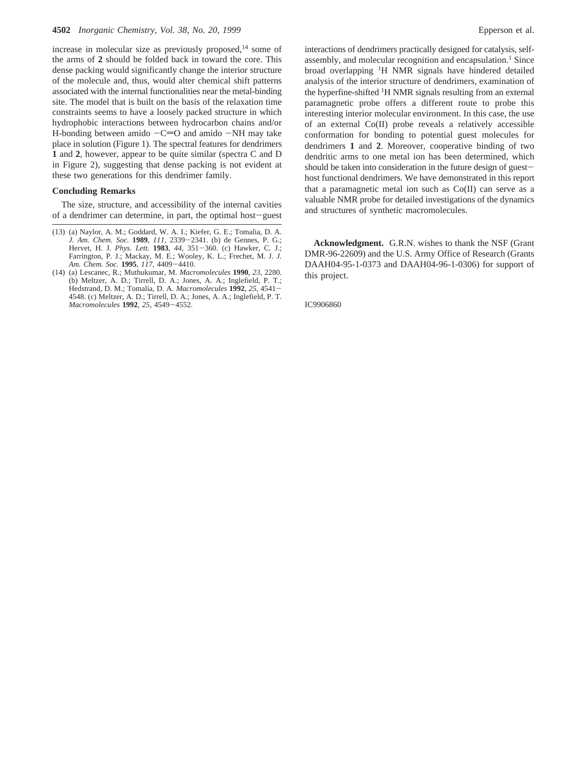increase in molecular size as previously proposed,[14] some of the arms of **2** should be folded back in toward the core. This dense packing would significantly change the interior structure of the molecule and, thus, would alter chemical shift patterns associated with the internal functionalities near the metal-binding site. The model that is built on the basis of the relaxation time constraints seems to have a loosely packed structure in which hydrophobic interactions between hydrocarbon chains and/or H-bonding between amido −C═O and amido −NH may take place in solution (Figure 1). The spectral features for dendrimers **1** and **2**, however, appear to be quite similar (spectra C and D in Figure 2), suggesting that dense packing is not evident at these two generations for this dendrimer family.

## Concluding Remarks

The size, structure, and accessibility of the internal cavities of a dendrimer can determine, in part, the optimal host−guest interactions of dendrimers practically designed for catalysis, self-assembly, and molecular recognition and encapsulation.[1] Since broad overlapping $^1$H NMR signals have hindered detailed analysis of the interior structure of dendrimers, examination of the hyperfine-shifted $^1$H NMR signals resulting from an external paramagnetic probe offers a different route to probe this interesting interior molecular environment. In this case, the use of an external Co(II) probe reveals a relatively accessible conformation for bonding to potential guest molecules for dendrimers **1** and **2**. Moreover, cooperative binding of two dendritic arms to one metal ion has been determined, which should be taken into consideration in the future design of guest−host functional dendrimers. We have demonstrated in this report that a paramagnetic metal ion such as Co(II) can serve as a valuable NMR probe for detailed investigations of the dynamics and structures of synthetic macromolecules.

**Acknowledgment.** G.R.N. wishes to thank the NSF (Grant DMR-96-22609) and the U.S. Army Office of Research (Grants DAAH04-95-1-0373 and DAAH04-96-1-0306) for support of this project.

IC9906860

(13) (a) Naylor, A. M.; Goddard, W. A. I.; Kiefer, G. E.; Tomalia, D. A. *J. Am. Chem. Soc.* **1989**, *111*, 2339−2341. (b) de Gennes, P. G.; Hervet, H. J. *Phys. Lett.* **1983**, *44*, 351−360. (c) Hawker, C. J.; Farrington, P. J.; Mackay, M. E.; Wooley, K. L.; Frechet, M. J. *J. Am. Chem. Soc.* **1995**, *117*, 4409−4410.

(14) (a) Lescanec, R.; Muthukumar, M. *Macromolecules* **1990**, *23*, 2280. (b) Meltzer, A. D.; Tirrell, D. A.; Jones, A. A.; Inglefield, P. T.; Hedstrand, D. M.; Tomalia, D. A. *Macromolecules* **1992**, *25*, 4541−4548. (c) Meltzer, A. D.; Tirrell, D. A.; Jones, A. A.; Inglefield, P. T. *Macromolecules* **1992**, *25*, 4549−4552.